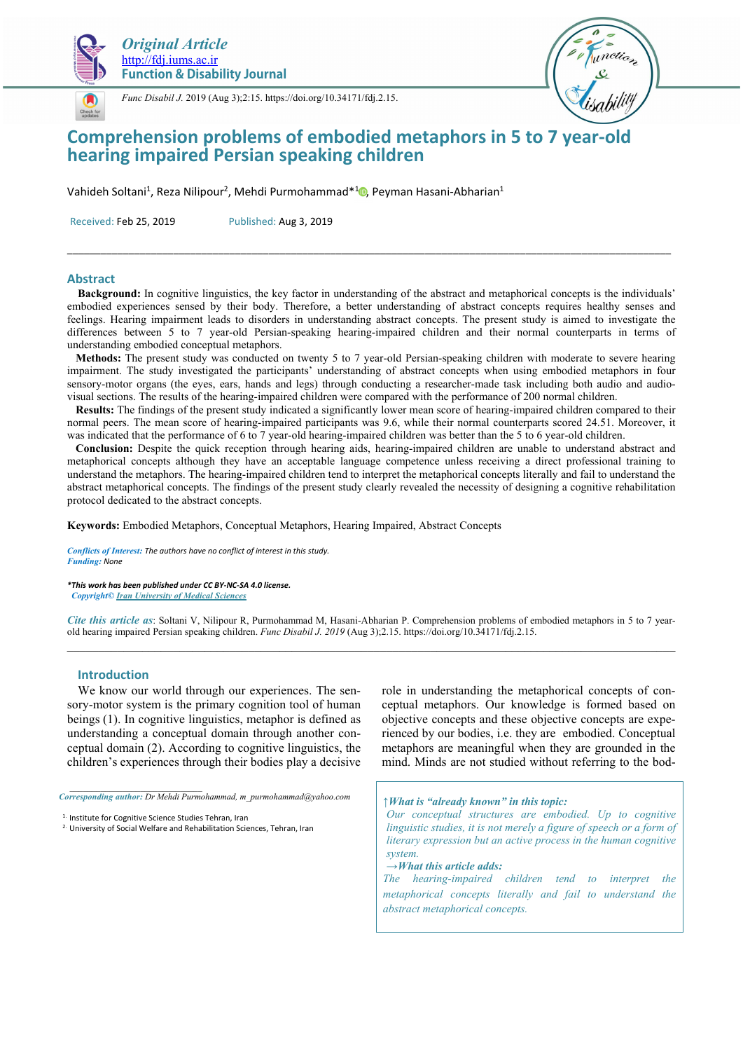*Original Article*
http://fdj.iums.ac.ir
**Function & Disability Journal**

*Func Disabil J.* 2019 (Aug 3);2:15. https://doi.org/10.34171/fdj.2.15.

# Comprehension problems of embodied metaphors in 5 to 7 year-old hearing impaired Persian speaking children

Vahideh Soltani[1], Reza Nilipour[2], Mehdi Purmohammad*[1], Peyman Hasani-Abharian[1]

Received: Feb 25, 2019  Published: Aug 3, 2019

## Abstract

**Background:** In cognitive linguistics, the key factor in understanding of the abstract and metaphorical concepts is the individuals' embodied experiences sensed by their body. Therefore, a better understanding of abstract concepts requires healthy senses and feelings. Hearing impairment leads to disorders in understanding abstract concepts. The present study is aimed to investigate the differences between 5 to 7 year-old Persian-speaking hearing-impaired children and their normal counterparts in terms of understanding embodied conceptual metaphors.

**Methods:** The present study was conducted on twenty 5 to 7 year-old Persian-speaking children with moderate to severe hearing impairment. The study investigated the participants' understanding of abstract concepts when using embodied metaphors in four sensory-motor organs (the eyes, ears, hands and legs) through conducting a researcher-made task including both audio and audio-visual sections. The results of the hearing-impaired children were compared with the performance of 200 normal children.

**Results:** The findings of the present study indicated a significantly lower mean score of hearing-impaired children compared to their normal peers. The mean score of hearing-impaired participants was 9.6, while their normal counterparts scored 24.51. Moreover, it was indicated that the performance of 6 to 7 year-old hearing-impaired children was better than the 5 to 6 year-old children.

**Conclusion:** Despite the quick reception through hearing aids, hearing-impaired children are unable to understand abstract and metaphorical concepts although they have an acceptable language competence unless receiving a direct professional training to understand the metaphors. The hearing-impaired children tend to interpret the metaphorical concepts literally and fail to understand the abstract metaphorical concepts. The findings of the present study clearly revealed the necessity of designing a cognitive rehabilitation protocol dedicated to the abstract concepts.

**Keywords:** Embodied Metaphors, Conceptual Metaphors, Hearing Impaired, Abstract Concepts

***Conflicts of Interest:*** *The authors have no conflict of interest in this study.*
***Funding:*** *None*

***This work has been published under CC BY-NC-SA 4.0 license.***
***Copyright© Iran University of Medical Sciences***

*Cite this article as*: Soltani V, Nilipour R, Purmohammad M, Hasani-Abharian P. Comprehension problems of embodied metaphors in 5 to 7 year-old hearing impaired Persian speaking children. *Func Disabil J. 2019* (Aug 3);2.15. https://doi.org/10.34171/fdj.2.15.

## Introduction

We know our world through our experiences. The sensory-motor system is the primary cognition tool of human beings (1). In cognitive linguistics, metaphor is defined as understanding a conceptual domain through another conceptual domain (2). According to cognitive linguistics, the children's experiences through their bodies play a decisive role in understanding the metaphorical concepts of conceptual metaphors. Our knowledge is formed based on objective concepts and these objective concepts are experienced by our bodies, i.e. they are embodied. Conceptual metaphors are meaningful when they are grounded in the mind. Minds are not studied without referring to the bod-

***Corresponding author:*** *Dr Mehdi Purmohammad, m_purmohammad@yahoo.com*

[1] Institute for Cognitive Science Studies Tehran, Iran
[2] University of Social Welfare and Rehabilitation Sciences, Tehran, Iran

***↑What is "already known" in this topic:***
*Our conceptual structures are embodied. Up to cognitive linguistic studies, it is not merely a figure of speech or a form of literary expression but an active process in the human cognitive system.*

***→What this article adds:***
*The hearing-impaired children tend to interpret the metaphorical concepts literally and fail to understand the abstract metaphorical concepts.*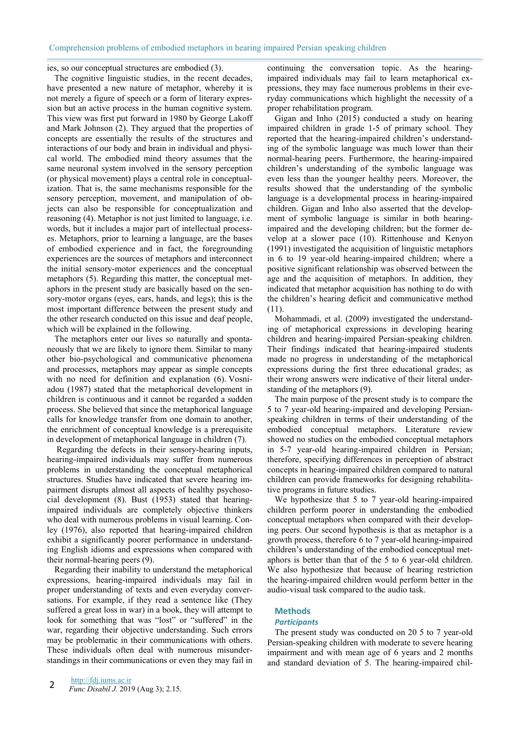ies, so our conceptual structures are embodied (3).

The cognitive linguistic studies, in the recent decades, have presented a new nature of metaphor, whereby it is not merely a figure of speech or a form of literary expression but an active process in the human cognitive system. This view was first put forward in 1980 by George Lakoff and Mark Johnson (2). They argued that the properties of concepts are essentially the results of the structures and interactions of our body and brain in individual and physical world. The embodied mind theory assumes that the same neuronal system involved in the sensory perception (or physical movement) plays a central role in conceptualization. That is, the same mechanisms responsible for the sensory perception, movement, and manipulation of objects can also be responsible for conceptualization and reasoning (4). Metaphor is not just limited to language, i.e. words, but it includes a major part of intellectual processes. Metaphors, prior to learning a language, are the bases of embodied experience and in fact, the foregrounding experiences are the sources of metaphors and interconnect the initial sensory-motor experiences and the conceptual metaphors (5). Regarding this matter, the conceptual metaphors in the present study are basically based on the sensory-motor organs (eyes, ears, hands, and legs); this is the most important difference between the present study and the other research conducted on this issue and deaf people, which will be explained in the following.

The metaphors enter our lives so naturally and spontaneously that we are likely to ignore them. Similar to many other bio-psychological and communicative phenomena and processes, metaphors may appear as simple concepts with no need for definition and explanation (6). Vosniadou (1987) stated that the metaphorical development in children is continuous and it cannot be regarded a sudden process. She believed that since the metaphorical language calls for knowledge transfer from one domain to another, the enrichment of conceptual knowledge is a prerequisite in development of metaphorical language in children (7).

Regarding the defects in their sensory-hearing inputs, hearing-impaired individuals may suffer from numerous problems in understanding the conceptual metaphorical structures. Studies have indicated that severe hearing impairment disrupts almost all aspects of healthy psychosocial development (8). Bust (1953) stated that hearing-impaired individuals are completely objective thinkers who deal with numerous problems in visual learning. Conley (1976), also reported that hearing-impaired children exhibit a significantly poorer performance in understanding English idioms and expressions when compared with their normal-hearing peers (9).

Regarding their inability to understand the metaphorical expressions, hearing-impaired individuals may fail in proper understanding of texts and even everyday conversations. For example, if they read a sentence like (They suffered a great loss in war) in a book, they will attempt to look for something that was "lost" or "suffered" in the war, regarding their objective understanding. Such errors may be problematic in their communications with others. These individuals often deal with numerous misunderstandings in their communications or even they may fail in continuing the conversation topic. As the hearing-impaired individuals may fail to learn metaphorical expressions, they may face numerous problems in their everyday communications which highlight the necessity of a proper rehabilitation program.

Gigan and Inho (2015) conducted a study on hearing impaired children in grade 1-5 of primary school. They reported that the hearing-impaired children's understanding of the symbolic language was much lower than their normal-hearing peers. Furthermore, the hearing-impaired children's understanding of the symbolic language was even less than the younger healthy peers. Moreover, the results showed that the understanding of the symbolic language is a developmental process in hearing-impaired children. Gigan and Inho also asserted that the development of symbolic language is similar in both hearing-impaired and the developing children; but the former develop at a slower pace (10). Rittenhouse and Kenyon (1991) investigated the acquisition of linguistic metaphors in 6 to 19 year-old hearing-impaired children; where a positive significant relationship was observed between the age and the acquisition of metaphors. In addition, they indicated that metaphor acquisition has nothing to do with the children's hearing deficit and communicative method (11).

Mohammadi, et al. (2009) investigated the understanding of metaphorical expressions in developing hearing children and hearing-impaired Persian-speaking children. Their findings indicated that hearing-impaired students made no progress in understanding of the metaphorical expressions during the first three educational grades; as their wrong answers were indicative of their literal understanding of the metaphors (9).

The main purpose of the present study is to compare the 5 to 7 year-old hearing-impaired and developing Persian-speaking children in terms of their understanding of the embodied conceptual metaphors. Literature review showed no studies on the embodied conceptual metaphors in 5-7 year-old hearing-impaired children in Persian; therefore, specifying differences in perception of abstract concepts in hearing-impaired children compared to natural children can provide frameworks for designing rehabilitative programs in future studies.

We hypothesize that 5 to 7 year-old hearing-impaired children perform poorer in understanding the embodied conceptual metaphors when compared with their developing peers. Our second hypothesis is that as metaphor is a growth process, therefore 6 to 7 year-old hearing-impaired children's understanding of the embodied conceptual metaphors is better than that of the 5 to 6 year-old children. We also hypothesize that because of hearing restriction the hearing-impaired children would perform better in the audio-visual task compared to the audio task.

## Methods

### *Participants*

The present study was conducted on 20 5 to 7 year-old Persian-speaking children with moderate to severe hearing impairment and with mean age of 6 years and 2 months and standard deviation of 5. The hearing-impaired chil-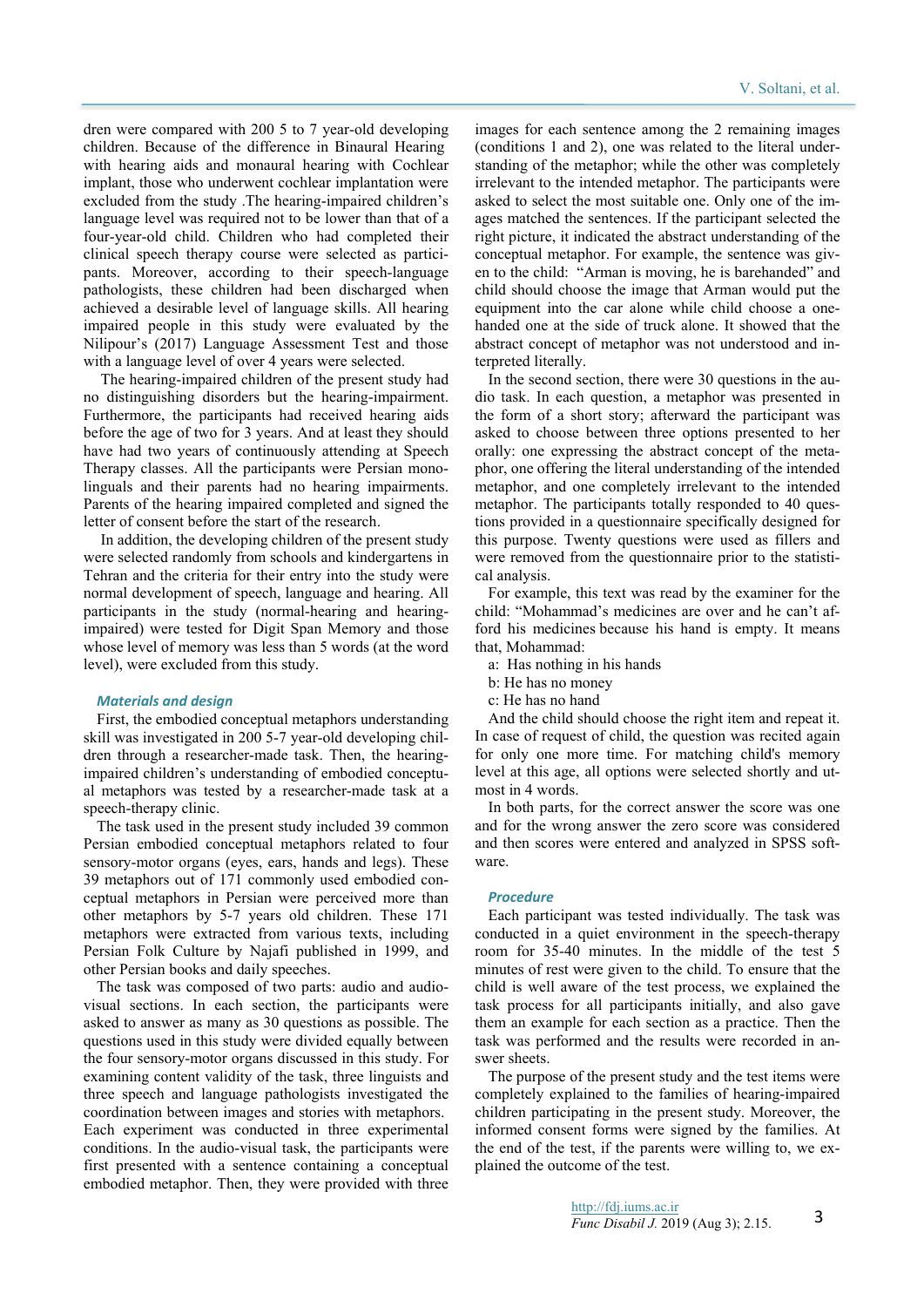dren were compared with 200 5 to 7 year-old developing children. Because of the difference in Binaural Hearing with hearing aids and monaural hearing with Cochlear implant, those who underwent cochlear implantation were excluded from the study .The hearing-impaired children's language level was required not to be lower than that of a four-year-old child. Children who had completed their clinical speech therapy course were selected as participants. Moreover, according to their speech-language pathologists, these children had been discharged when achieved a desirable level of language skills. All hearing impaired people in this study were evaluated by the Nilipour's (2017) Language Assessment Test and those with a language level of over 4 years were selected.

The hearing-impaired children of the present study had no distinguishing disorders but the hearing-impairment. Furthermore, the participants had received hearing aids before the age of two for 3 years. And at least they should have had two years of continuously attending at Speech Therapy classes. All the participants were Persian monolinguals and their parents had no hearing impairments. Parents of the hearing impaired completed and signed the letter of consent before the start of the research.

In addition, the developing children of the present study were selected randomly from schools and kindergartens in Tehran and the criteria for their entry into the study were normal development of speech, language and hearing. All participants in the study (normal-hearing and hearing-impaired) were tested for Digit Span Memory and those whose level of memory was less than 5 words (at the word level), were excluded from this study.

### Materials and design

First, the embodied conceptual metaphors understanding skill was investigated in 200 5-7 year-old developing children through a researcher-made task. Then, the hearing-impaired children's understanding of embodied conceptual metaphors was tested by a researcher-made task at a speech-therapy clinic.

The task used in the present study included 39 common Persian embodied conceptual metaphors related to four sensory-motor organs (eyes, ears, hands and legs). These 39 metaphors out of 171 commonly used embodied conceptual metaphors in Persian were perceived more than other metaphors by 5-7 years old children. These 171 metaphors were extracted from various texts, including Persian Folk Culture by Najafi published in 1999, and other Persian books and daily speeches.

The task was composed of two parts: audio and audio-visual sections. In each section, the participants were asked to answer as many as 30 questions as possible. The questions used in this study were divided equally between the four sensory-motor organs discussed in this study. For examining content validity of the task, three linguists and three speech and language pathologists investigated the coordination between images and stories with metaphors.

Each experiment was conducted in three experimental conditions. In the audio-visual task, the participants were first presented with a sentence containing a conceptual embodied metaphor. Then, they were provided with three images for each sentence among the 2 remaining images (conditions 1 and 2), one was related to the literal understanding of the metaphor; while the other was completely irrelevant to the intended metaphor. The participants were asked to select the most suitable one. Only one of the images matched the sentences. If the participant selected the right picture, it indicated the abstract understanding of the conceptual metaphor. For example, the sentence was given to the child: "Arman is moving, he is barehanded" and child should choose the image that Arman would put the equipment into the car alone while child choose a one-handed one at the side of truck alone. It showed that the abstract concept of metaphor was not understood and interpreted literally.

In the second section, there were 30 questions in the audio task. In each question, a metaphor was presented in the form of a short story; afterward the participant was asked to choose between three options presented to her orally: one expressing the abstract concept of the metaphor, one offering the literal understanding of the intended metaphor, and one completely irrelevant to the intended metaphor. The participants totally responded to 40 questions provided in a questionnaire specifically designed for this purpose. Twenty questions were used as fillers and were removed from the questionnaire prior to the statistical analysis.

For example, this text was read by the examiner for the child: "Mohammad's medicines are over and he can't afford his medicines because his hand is empty. It means that, Mohammad:

a: Has nothing in his hands
b: He has no money
c: He has no hand

And the child should choose the right item and repeat it. In case of request of child, the question was recited again for only one more time. For matching child's memory level at this age, all options were selected shortly and utmost in 4 words.

In both parts, for the correct answer the score was one and for the wrong answer the zero score was considered and then scores were entered and analyzed in SPSS software.

### Procedure

Each participant was tested individually. The task was conducted in a quiet environment in the speech-therapy room for 35-40 minutes. In the middle of the test 5 minutes of rest were given to the child. To ensure that the child is well aware of the test process, we explained the task process for all participants initially, and also gave them an example for each section as a practice. Then the task was performed and the results were recorded in answer sheets.

The purpose of the present study and the test items were completely explained to the families of hearing-impaired children participating in the present study. Moreover, the informed consent forms were signed by the families. At the end of the test, if the parents were willing to, we explained the outcome of the test.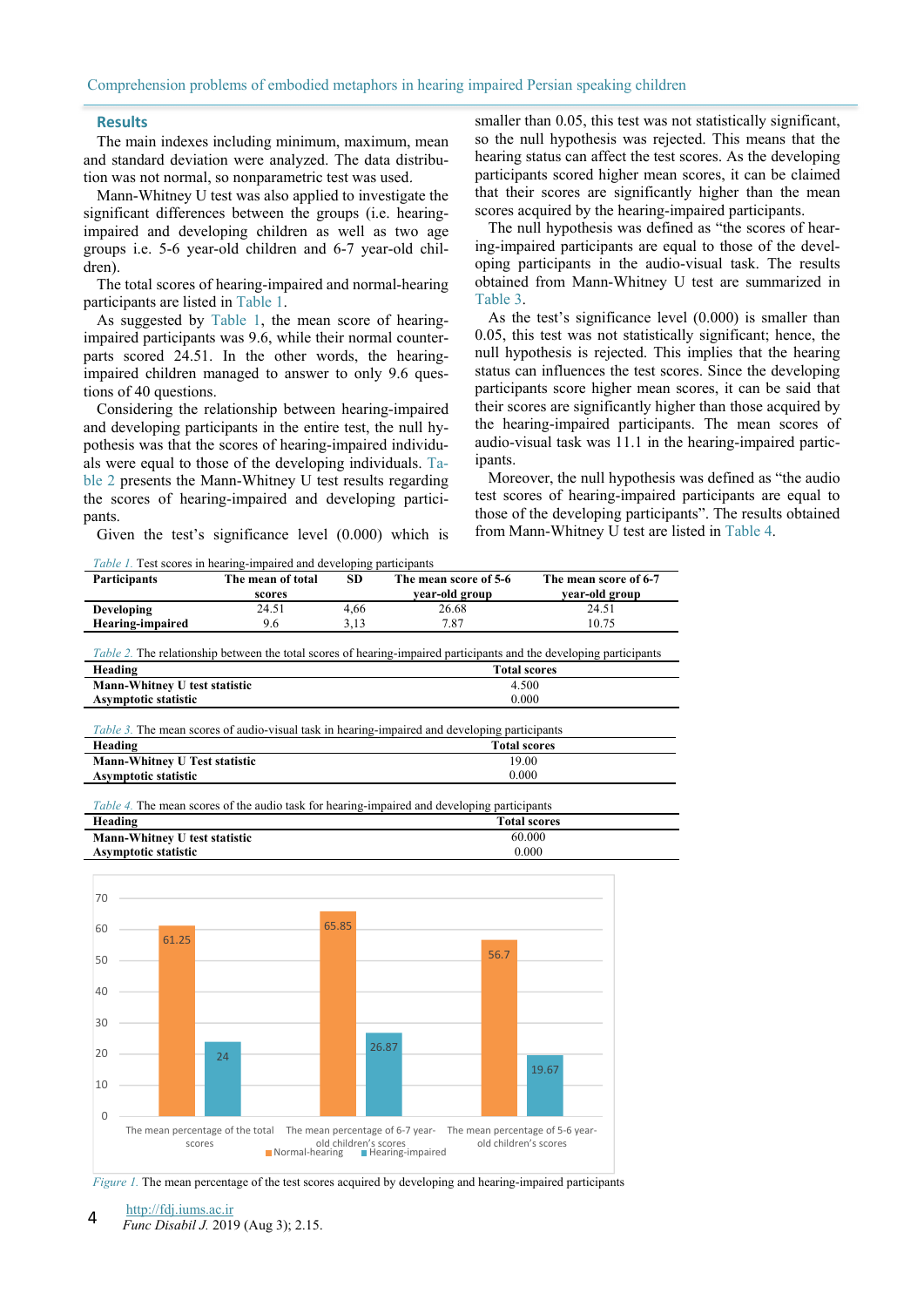## Results

The main indexes including minimum, maximum, mean and standard deviation were analyzed. The data distribution was not normal, so nonparametric test was used.

Mann-Whitney U test was also applied to investigate the significant differences between the groups (i.e. hearing-impaired and developing children as well as two age groups i.e. 5-6 year-old children and 6-7 year-old children).

The total scores of hearing-impaired and normal-hearing participants are listed in Table 1.

As suggested by Table 1, the mean score of hearing-impaired participants was 9.6, while their normal counterparts scored 24.51. In the other words, the hearing-impaired children managed to answer to only 9.6 questions of 40 questions.

Considering the relationship between hearing-impaired and developing participants in the entire test, the null hypothesis was that the scores of hearing-impaired individuals were equal to those of the developing individuals. Table 2 presents the Mann-Whitney U test results regarding the scores of hearing-impaired and developing participants.

Given the test's significance level (0.000) which is smaller than 0.05, this test was not statistically significant, so the null hypothesis was rejected. This means that the hearing status can affect the test scores. As the developing participants scored higher mean scores, it can be claimed that their scores are significantly higher than the mean scores acquired by the hearing-impaired participants.

The null hypothesis was defined as "the scores of hearing-impaired participants are equal to those of the developing participants in the audio-visual task. The results obtained from Mann-Whitney U test are summarized in Table 3.

As the test's significance level (0.000) is smaller than 0.05, this test was not statistically significant; hence, the null hypothesis is rejected. This implies that the hearing status can influences the test scores. Since the developing participants score higher mean scores, it can be said that their scores are significantly higher than those acquired by the hearing-impaired participants. The mean scores of audio-visual task was 11.1 in the hearing-impaired participants.

Moreover, the null hypothesis was defined as "the audio test scores of hearing-impaired participants are equal to those of the developing participants". The results obtained from Mann-Whitney U test are listed in Table 4.

*Table 1.* Test scores in hearing-impaired and developing participants

| Participants | The mean of total scores | SD | The mean score of 5-6 year-old group | The mean score of 6-7 year-old group |
|---|---|---|---|---|
| **Developing** | 24.51 | 4,66 | 26.68 | 24.51 |
| **Hearing-impaired** | 9.6 | 3,13 | 7.87 | 10.75 |

*Table 2.* The relationship between the total scores of hearing-impaired participants and the developing participants

| Heading | Total scores |
|---|---|
| **Mann-Whitney U test statistic** | 4.500 |
| **Asymptotic statistic** | 0.000 |

*Table 3.* The mean scores of audio-visual task in hearing-impaired and developing participants

| Heading | Total scores |
|---|---|
| **Mann-Whitney U Test statistic** | 19.00 |
| **Asymptotic statistic** | 0.000 |

*Table 4.* The mean scores of the audio task for hearing-impaired and developing participants

| Heading | Total scores |
|---|---|
| **Mann-Whitney U test statistic** | 60.000 |
| **Asymptotic statistic** | 0.000 |

70
60
50
40
30
20
10
0
61.25
24
65.85
26.87
56.7
19.67
The mean percentage of the total scores
The mean percentage of 6-7 year-old children's scores
The mean percentage of 5-6 year-old children's scores
Normal-hearing
Hearing-impaired

*Figure 1.* The mean percentage of the test scores acquired by developing and hearing-impaired participants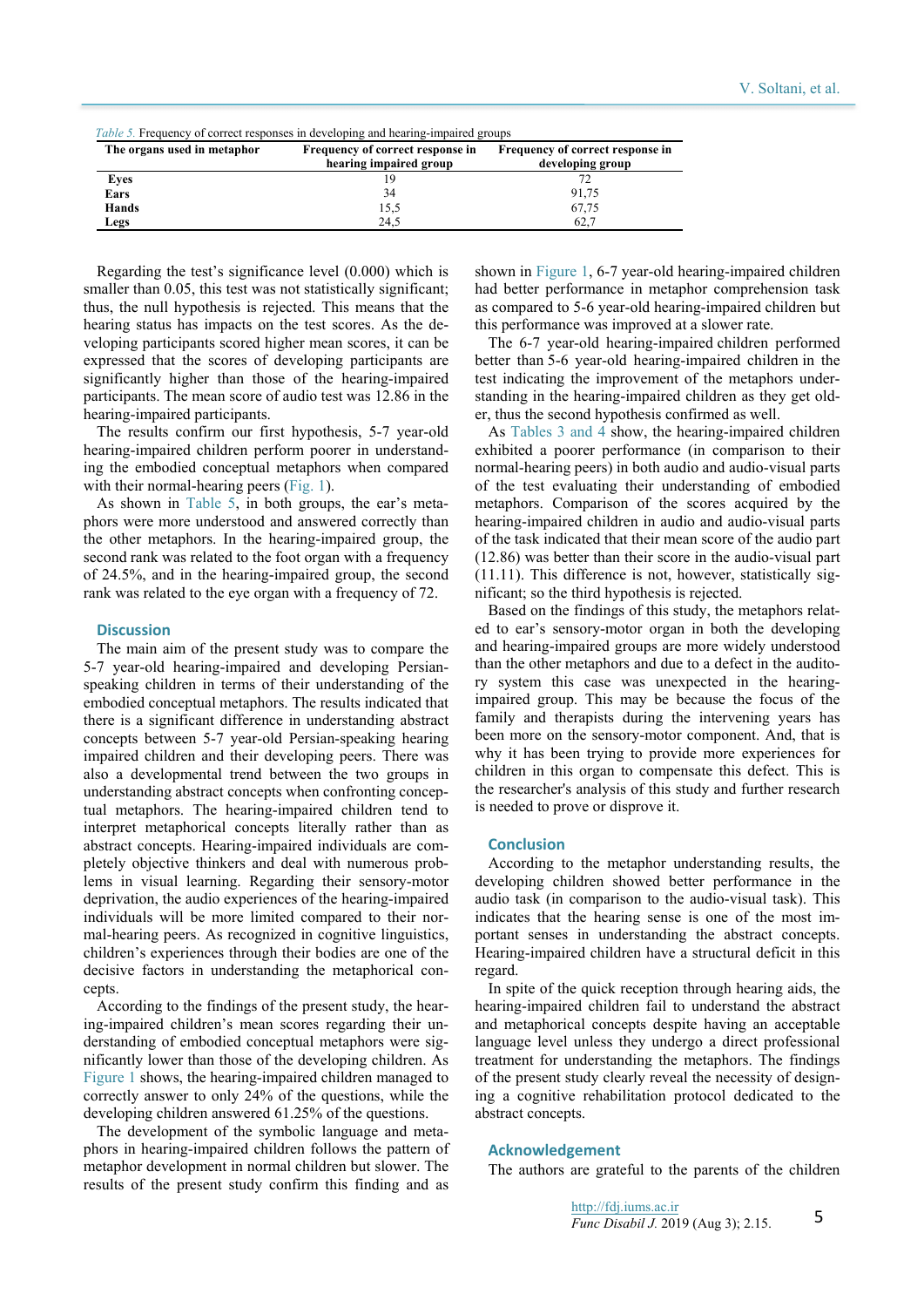*Table 5.* Frequency of correct responses in developing and hearing-impaired groups

| The organs used in metaphor | Frequency of correct response in hearing impaired group | Frequency of correct response in developing group |
|---|---|---|
| **Eyes** | 19 | 72 |
| **Ears** | 34 | 91,75 |
| **Hands** | 15,5 | 67,75 |
| **Legs** | 24,5 | 62,7 |

Regarding the test's significance level (0.000) which is smaller than 0.05, this test was not statistically significant; thus, the null hypothesis is rejected. This means that the hearing status has impacts on the test scores. As the developing participants scored higher mean scores, it can be expressed that the scores of developing participants are significantly higher than those of the hearing-impaired participants. The mean score of audio test was 12.86 in the hearing-impaired participants.

The results confirm our first hypothesis, 5-7 year-old hearing-impaired children perform poorer in understanding the embodied conceptual metaphors when compared with their normal-hearing peers (Fig. 1).

As shown in Table 5, in both groups, the ear's metaphors were more understood and answered correctly than the other metaphors. In the hearing-impaired group, the second rank was related to the foot organ with a frequency of 24.5%, and in the hearing-impaired group, the second rank was related to the eye organ with a frequency of 72.

## Discussion

The main aim of the present study was to compare the 5-7 year-old hearing-impaired and developing Persian-speaking children in terms of their understanding of the embodied conceptual metaphors. The results indicated that there is a significant difference in understanding abstract concepts between 5-7 year-old Persian-speaking hearing impaired children and their developing peers. There was also a developmental trend between the two groups in understanding abstract concepts when confronting conceptual metaphors. The hearing-impaired children tend to interpret metaphorical concepts literally rather than as abstract concepts. Hearing-impaired individuals are completely objective thinkers and deal with numerous problems in visual learning. Regarding their sensory-motor deprivation, the audio experiences of the hearing-impaired individuals will be more limited compared to their normal-hearing peers. As recognized in cognitive linguistics, children's experiences through their bodies are one of the decisive factors in understanding the metaphorical concepts.

According to the findings of the present study, the hearing-impaired children's mean scores regarding their understanding of embodied conceptual metaphors were significantly lower than those of the developing children. As Figure 1 shows, the hearing-impaired children managed to correctly answer to only 24% of the questions, while the developing children answered 61.25% of the questions.

The development of the symbolic language and metaphors in hearing-impaired children follows the pattern of metaphor development in normal children but slower. The results of the present study confirm this finding and as shown in Figure 1, 6-7 year-old hearing-impaired children had better performance in metaphor comprehension task as compared to 5-6 year-old hearing-impaired children but this performance was improved at a slower rate.

The 6-7 year-old hearing-impaired children performed better than 5-6 year-old hearing-impaired children in the test indicating the improvement of the metaphors understanding in the hearing-impaired children as they get older, thus the second hypothesis confirmed as well.

As Tables 3 and 4 show, the hearing-impaired children exhibited a poorer performance (in comparison to their normal-hearing peers) in both audio and audio-visual parts of the test evaluating their understanding of embodied metaphors. Comparison of the scores acquired by the hearing-impaired children in audio and audio-visual parts of the task indicated that their mean score of the audio part (12.86) was better than their score in the audio-visual part (11.11). This difference is not, however, statistically significant; so the third hypothesis is rejected.

Based on the findings of this study, the metaphors related to ear's sensory-motor organ in both the developing and hearing-impaired groups are more widely understood than the other metaphors and due to a defect in the auditory system this case was unexpected in the hearing-impaired group. This may be because the focus of the family and therapists during the intervening years has been more on the sensory-motor component. And, that is why it has been trying to provide more experiences for children in this organ to compensate this defect. This is the researcher's analysis of this study and further research is needed to prove or disprove it.

## Conclusion

According to the metaphor understanding results, the developing children showed better performance in the audio task (in comparison to the audio-visual task). This indicates that the hearing sense is one of the most important senses in understanding the abstract concepts. Hearing-impaired children have a structural deficit in this regard.

In spite of the quick reception through hearing aids, the hearing-impaired children fail to understand the abstract and metaphorical concepts despite having an acceptable language level unless they undergo a direct professional treatment for understanding the metaphors. The findings of the present study clearly reveal the necessity of designing a cognitive rehabilitation protocol dedicated to the abstract concepts.

## Acknowledgement

The authors are grateful to the parents of the children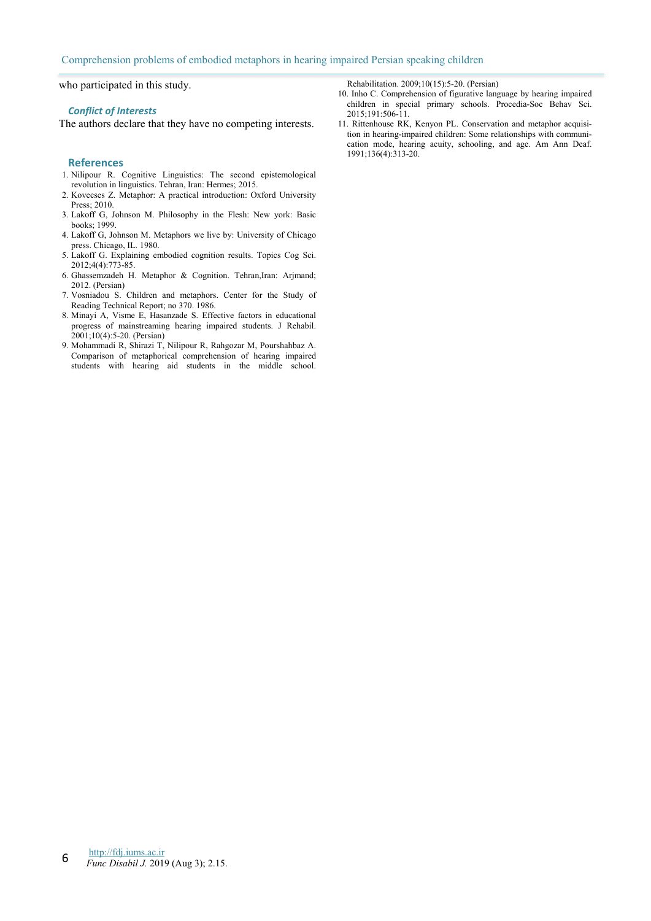who participated in this study.

### *Conflict of Interests*

The authors declare that they have no competing interests.

## References

1. Nilipour R. Cognitive Linguistics: The second epistemological revolution in linguistics. Tehran, Iran: Hermes; 2015.
2. Kovecses Z. Metaphor: A practical introduction: Oxford University Press; 2010.
3. Lakoff G, Johnson M. Philosophy in the Flesh: New york: Basic books; 1999.
4. Lakoff G, Johnson M. Metaphors we live by: University of Chicago press. Chicago, IL. 1980.
5. Lakoff G. Explaining embodied cognition results. Topics Cog Sci. 2012;4(4):773-85.
6. Ghassemzadeh H. Metaphor & Cognition. Tehran,Iran: Arjmand; 2012. (Persian)
7. Vosniadou S. Children and metaphors. Center for the Study of Reading Technical Report; no 370. 1986.
8. Minayi A, Visme E, Hasanzade S. Effective factors in educational progress of mainstreaming hearing impaired students. J Rehabil. 2001;10(4):5-20. (Persian)
9. Mohammadi R, Shirazi T, Nilipour R, Rahgozar M, Pourshahbaz A. Comparison of metaphorical comprehension of hearing impaired students with hearing aid students in the middle school. Rehabilitation. 2009;10(15):5-20. (Persian)
10. Inho C. Comprehension of figurative language by hearing impaired children in special primary schools. Procedia-Soc Behav Sci. 2015;191:506-11.
11. Rittenhouse RK, Kenyon PL. Conservation and metaphor acquisition in hearing-impaired children: Some relationships with communication mode, hearing acuity, schooling, and age. Am Ann Deaf. 1991;136(4):313-20.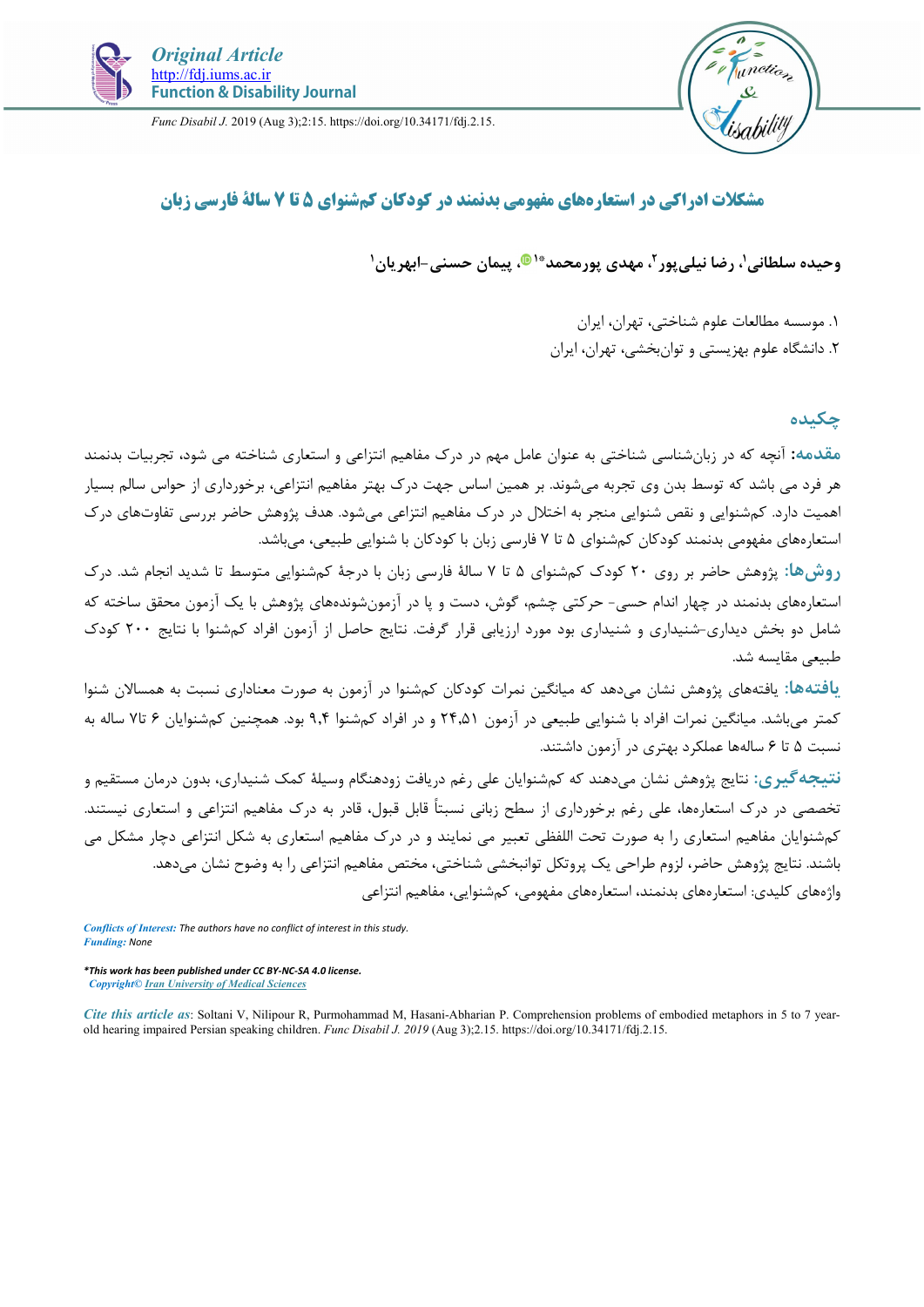*Original Article*
http://fdj.iums.ac.ir
**Function & Disability Journal**

*Func Disabil J.* 2019 (Aug 3);2:15. https://doi.org/10.34171/fdj.2.15.

# مشکلات ادراکی در استعاره‌های مفهومی بدنمند در کودکان کم‌شنوای ۵ تا ۷ سالۀ فارسی زبان

**وحیده سلطانی[۱]، رضا نیلی‌پور[۲]، مهدی پورمحمد[*۱]، پیمان حسنی-ابهریان[۱]**

۱. موسسه مطالعات علوم شناختی، تهران، ایران
۲. دانشگاه علوم بهزیستی و توان‌بخشی، تهران، ایران

## چکیده

**مقدمه:** آنچه که در زبان‌شناسی شناختی به عنوان عامل مهم در درک مفاهیم انتزاعی و استعاری شناخته می شود، تجربیات بدنمند هر فرد می باشد که توسط بدن وی تجربه می‌شوند. بر همین اساس جهت درک بهتر مفاهیم انتزاعی، برخورداری از حواس سالم بسیار اهمیت دارد. کم‌شنوایی و نقص شنوایی منجر به اختلال در درک مفاهیم انتزاعی می‌شود. هدف پژوهش حاضر بررسی تفاوت‌های درک استعاره‌های مفهومی بدنمند کودکان کم‌شنوای ۵ تا ۷ فارسی زبان با کودکان با شنوایی طبیعی، می‌باشد.

**روش‌ها:** پژوهش حاضر بر روی ۲۰ کودک کم‌شنوای ۵ تا ۷ سالۀ فارسی زبان با درجۀ کم‌شنوایی متوسط تا شدید انجام شد. درک استعاره‌های بدنمند در چهار اندام حسی- حرکتی چشم، گوش، دست و پا در آزمون‌شونده‌های پژوهش با یک آزمون محقق ساخته که شامل دو بخش دیداری-شنیداری و شنیداری بود مورد ارزیابی قرار گرفت. نتایج حاصل از آزمون افراد کم‌شنوا با نتایج ۲۰۰ کودک طبیعی مقایسه شد.

**یافته‌ها:** یافته‌های پژوهش نشان می‌دهد که میانگین نمرات کودکان کم‌شنوا در آزمون به صورت معناداری نسبت به همسالان شنوا کمتر می‌باشد. میانگین نمرات افراد با شنوایی طبیعی در آزمون ۲۴،۵۱ و در افراد کم‌شنوا ۹،۴ بود. همچنین کم‌شنوایان ۶ تا۷ ساله به نسبت ۵ تا ۶ ساله‌ها عملکرد بهتری در آزمون داشتند.

**نتیجه‌گیری:** نتایج پژوهش نشان می‌دهند که کم‌شنوایان علی رغم دریافت زودهنگام وسیلۀ کمک شنیداری، بدون درمان مستقیم و تخصصی در درک استعاره‌ها، علی رغم برخورداری از سطح زبانی نسبتاً قابل قبول، قادر به درک مفاهیم انتزاعی و استعاری نیستند. کم‌شنوایان مفاهیم استعاری را به صورت تحت اللفظی تعبیر می نمایند و در درک مفاهیم استعاری به شکل انتزاعی دچار مشکل می باشند. نتایج پژوهش حاضر، لزوم طراحی یک پروتکل توانبخشی شناختی، مختص مفاهیم انتزاعی را به وضوح نشان می‌دهد.

واژه‌های کلیدی: استعاره‌های بدنمند، استعاره‌های مفهومی، کم‌شنوایی، مفاهیم انتزاعی

*Conflicts of Interest:* The authors have no conflict of interest in this study.
*Funding:* None

**\*This work has been published under CC BY-NC-SA 4.0 license.**
*Copyright© Iran University of Medical Sciences*

*Cite this article as*: Soltani V, Nilipour R, Purmohammad M, Hasani-Abharian P. Comprehension problems of embodied metaphors in 5 to 7 year-old hearing impaired Persian speaking children. *Func Disabil J. 2019* (Aug 3);2.15. https://doi.org/10.34171/fdj.2.15.